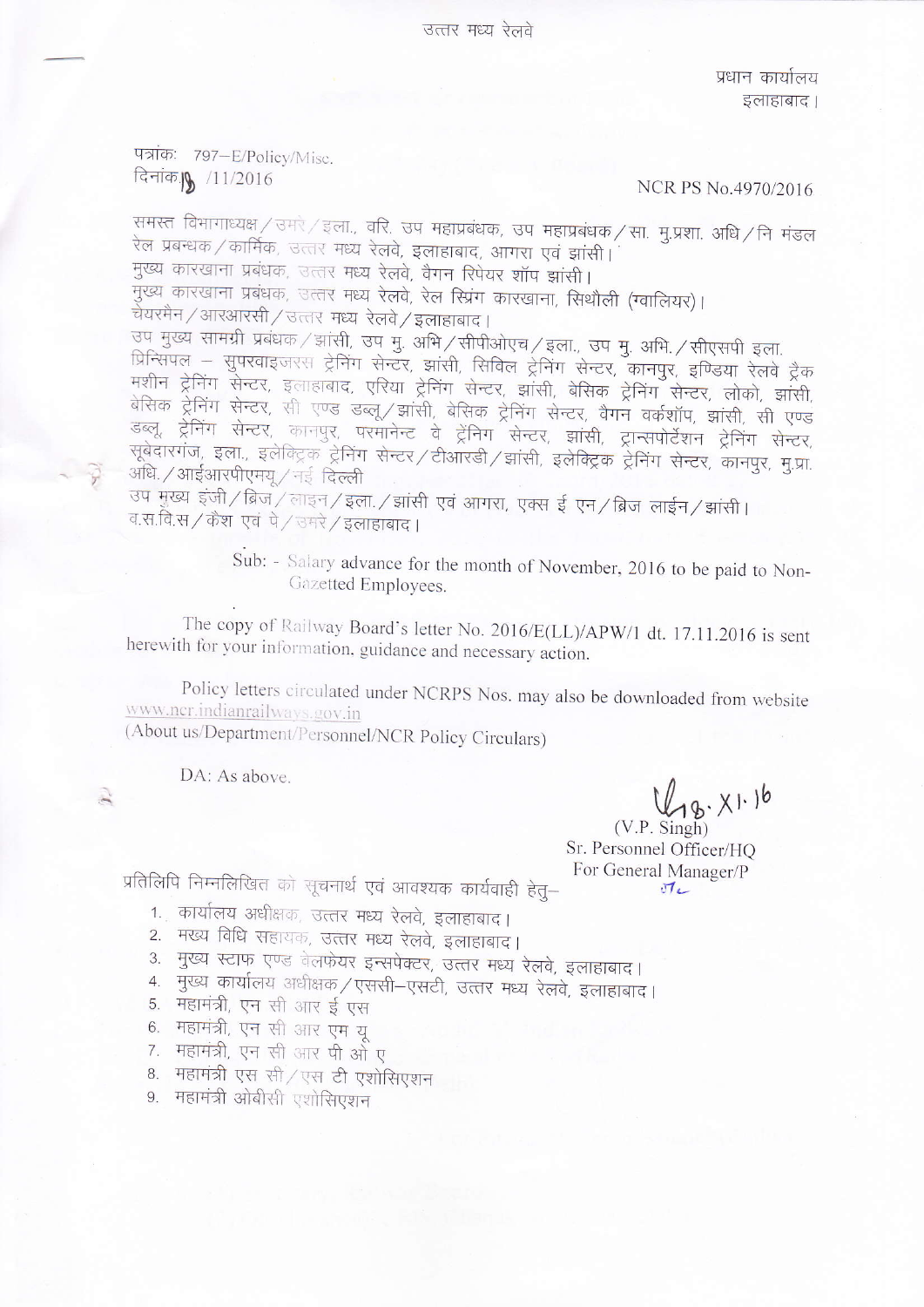उत्तर मध्य रेलवे

प्रधान कार्यालय
इलाहाबाद।

पत्रांकः 797–E/Policy/Misc.
दिनांक 18 /11/2016

NCR PS No.4970/2016

समस्त विभागाध्यक्ष/उमरे/इला., वरि. उप महाप्रबंधक, उप महाप्रबंधक/सा. मु.प्रशा. अधि/नि मंडल रेल प्रबन्धक/कार्मिक, उत्तर मध्य रेलवे, इलाहाबाद, आगरा एवं झांसी।
मुख्य कारखाना प्रबंधक, उत्तर मध्य रेलवे, वैगन रिपेयर शॉप झांसी।
मुख्य कारखाना प्रबंधक, उत्तर मध्य रेलवे, रेल स्प्रिंग कारखाना, सिथौली (ग्वालियर)।
चेयरमैन/आरआरसी/उत्तर मध्य रेलवे/इलाहाबाद।
उप मुख्य सामग्री प्रबंधक/झांसी, उप मु. अभि/सीपीओएच/इला., उप मु. अभि./सीएसपी इला.
प्रिन्सिपल – सुपरवाइजरस ट्रेनिंग सेन्टर, झांसी, सिविल ट्रेनिंग सेन्टर, कानपुर, इण्डिया रेलवे ट्रैक मशीन ट्रेनिंग सेन्टर, इलाहाबाद, एरिया ट्रेनिंग सेन्टर, झांसी, बेसिक ट्रेनिंग सेन्टर, लोको, झांसी, बेसिक ट्रेनिंग सेन्टर, सी एण्ड डब्लू/झांसी, बेसिक ट्रेनिंग सेन्टर, वैगन वर्कशॉप, झांसी, सी एण्ड डब्लू, ट्रेनिंग सेन्टर, कानपुर, परमानेन्ट वे ट्रेनिग सेन्टर, झांसी, ट्रान्सपोर्टेशन ट्रेनिंग सेन्टर, सूबेदारगंज, इला., इलेक्ट्रिक ट्रेनिंग सेन्टर/टीआरडी/झांसी, इलेक्ट्रिक ट्रेनिंग सेन्टर, कानपुर, मु.प्रा. अधि./आईआरपीएमयू/नई दिल्ली
उप मुख्य इंजी/ब्रिज/लाइन/इला./झांसी एवं आगरा, एक्स ई एन/ब्रिज लाईन/झांसी।
व.स.वि.स/कैश एवं पे/उमरे/इलाहाबाद।

Sub: - Salary advance for the month of November, 2016 to be paid to Non-Gazetted Employees.

The copy of Railway Board's letter No. 2016/E(LL)/APW/1 dt. 17.11.2016 is sent herewith for your information, guidance and necessary action.

Policy letters circulated under NCRPS Nos. may also be downloaded from website www.ncr.indianrailways.gov.in
(About us/Department/Personnel/NCR Policy Circulars)

DA: As above.

18.XI.16
(V.P. Singh)
Sr. Personnel Officer/HQ
For General Manager/P

प्रतिलिपि निम्नलिखित को सूचनार्थ एवं आवश्यक कार्यवाही हेतु–

1. कार्यालय अधीक्षक, उत्तर मध्य रेलवे, इलाहाबाद।
2. मख्य विधि सहायक, उत्तर मध्य रेलवे, इलाहाबाद।
3. मुख्य स्टाफ एण्ड वेलफेयर इन्सपेक्टर, उत्तर मध्य रेलवे, इलाहाबाद।
4. मुख्य कार्यालय अधीक्षक/एससी–एसटी, उत्तर मध्य रेलवे, इलाहाबाद।
5. महामंत्री, एन सी आर ई एस
6. महामंत्री, एन सी आर एम यू
7. महामंत्री, एन सी आर पी ओ ए
8. महामंत्री एस सी/एस टी एशोसिएशन
9. महामंत्री ओबीसी एशोसिएशन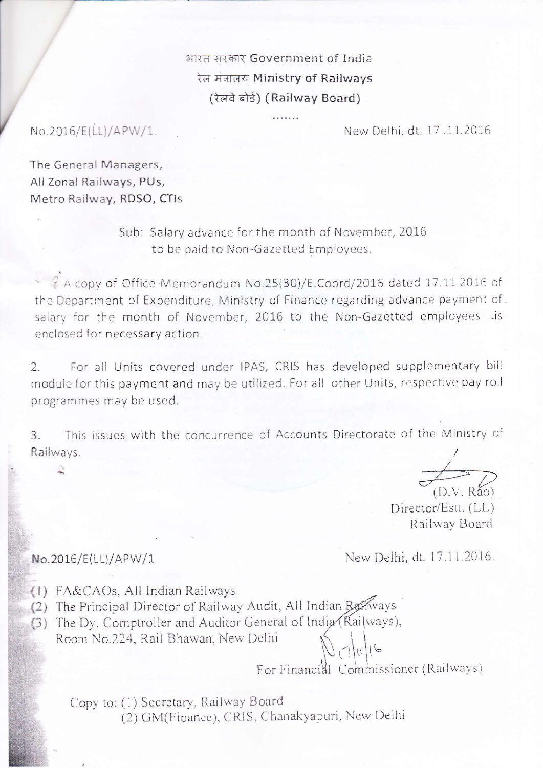भारत सरकार Government of India
रेल मंत्रालय Ministry of Railways
(रेलवे बोर्ड) (Railway Board)

.......

No.2016/E(LL)/APW/1. New Delhi, dt. 17.11.2016

The General Managers,
All Zonal Railways, PUs,
Metro Railway, RDSO, CTIs

Sub: Salary advance for the month of November, 2016 to be paid to Non-Gazetted Employees.

A copy of Office Memorandum No.25(30)/E.Coord/2016 dated 17.11.2016 of the Department of Expenditure, Ministry of Finance regarding advance payment of salary for the month of November, 2016 to the Non-Gazetted employees is enclosed for necessary action.

2. For all Units covered under IPAS, CRIS has developed supplementary bill module for this payment and may be utilized. For all other Units, respective pay roll programmes may be used.

3. This issues with the concurrence of Accounts Directorate of the Ministry of Railways.

(D.V. Rao)
Director/Estt. (LL)
Railway Board

No.2016/E(LL)/APW/1 New Delhi, dt. 17.11.2016.

(1) FA&CAOs, All Indian Railways
(2) The Principal Director of Railway Audit, All Indian Railways
(3) The Dy. Comptroller and Auditor General of India (Railways), Room No.224, Rail Bhawan, New Delhi

17/11/16
For Financial Commissioner (Railways)

Copy to: (1) Secretary, Railway Board
(2) GM(Finance), CRIS, Chanakyapuri, New Delhi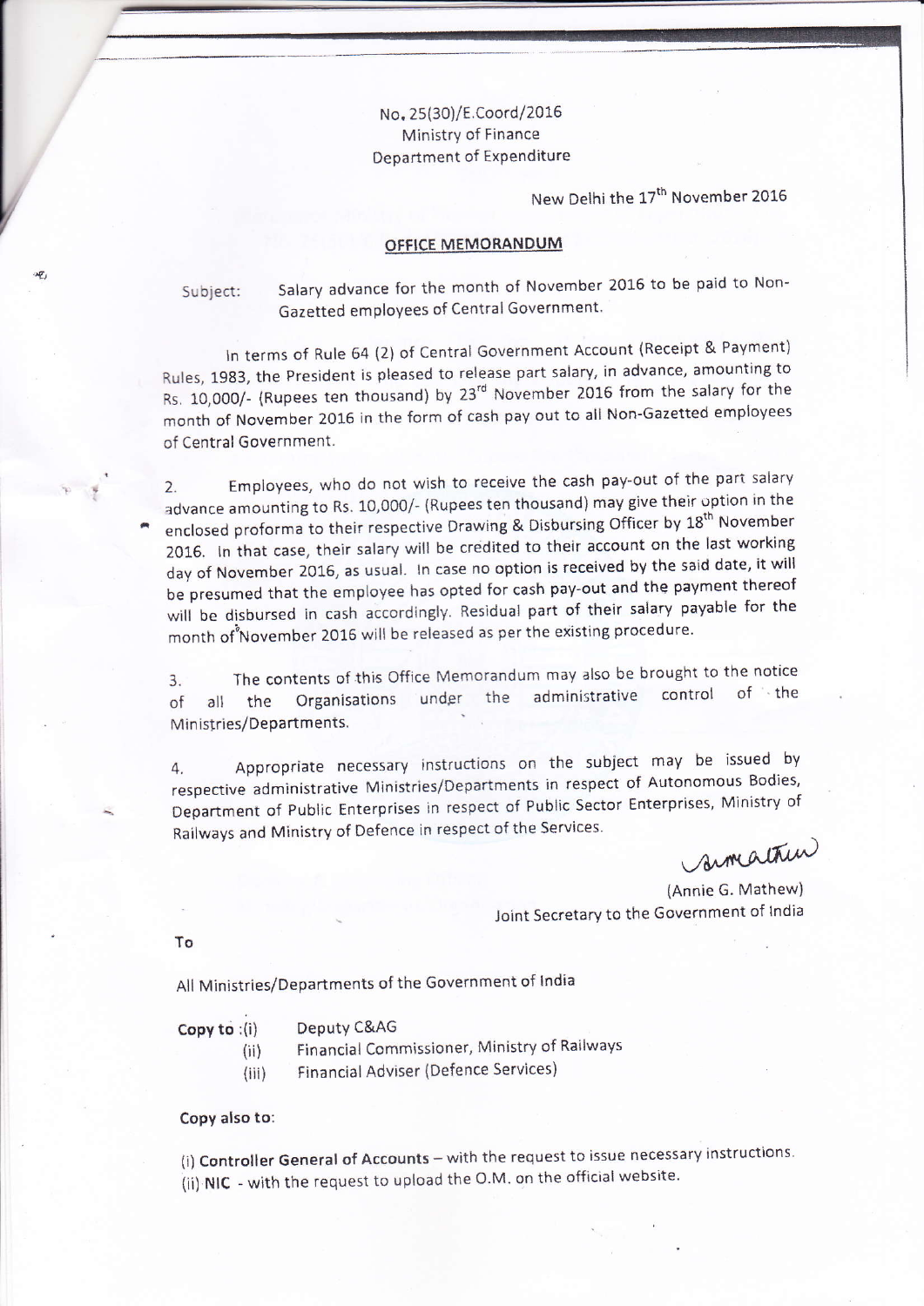No. 25(30)/E.Coord/2016
Ministry of Finance
Department of Expenditure

New Delhi the 17th November 2016

## OFFICE MEMORANDUM

Subject: Salary advance for the month of November 2016 to be paid to Non-Gazetted employees of Central Government.

In terms of Rule 64 (2) of Central Government Account (Receipt & Payment) Rules, 1983, the President is pleased to release part salary, in advance, amounting to Rs. 10,000/- (Rupees ten thousand) by 23rd November 2016 from the salary for the month of November 2016 in the form of cash pay out to all Non-Gazetted employees of Central Government.

2. Employees, who do not wish to receive the cash pay-out of the part salary advance amounting to Rs. 10,000/- (Rupees ten thousand) may give their option in the enclosed proforma to their respective Drawing & Disbursing Officer by 18th November 2016. In that case, their salary will be credited to their account on the last working day of November 2016, as usual. In case no option is received by the said date, it will be presumed that the employee has opted for cash pay-out and the payment thereof will be disbursed in cash accordingly. Residual part of their salary payable for the month of November 2016 will be released as per the existing procedure.

3. The contents of this Office Memorandum may also be brought to the notice of all the Organisations under the administrative control of the Ministries/Departments.

4. Appropriate necessary instructions on the subject may be issued by respective administrative Ministries/Departments in respect of Autonomous Bodies, Department of Public Enterprises in respect of Public Sector Enterprises, Ministry of Railways and Ministry of Defence in respect of the Services.

(Annie G. Mathew)
Joint Secretary to the Government of India

To

All Ministries/Departments of the Government of India

**Copy to** :(i) Deputy C&AG
(ii) Financial Commissioner, Ministry of Railways
(iii) Financial Adviser (Defence Services)

**Copy also to**:

(i) **Controller General of Accounts** – with the request to issue necessary instructions.
(ii) **NIC** - with the request to upload the O.M. on the official website.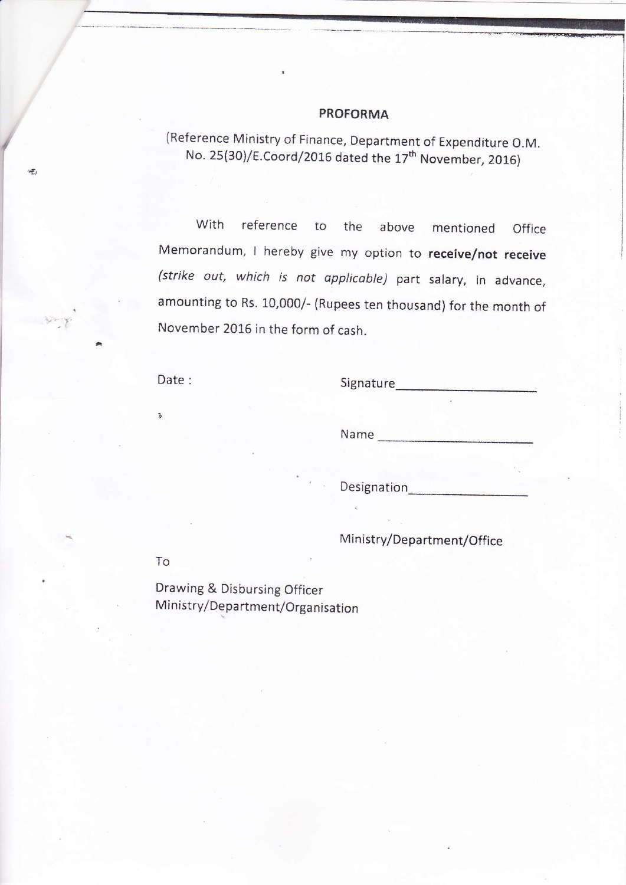# PROFORMA

(Reference Ministry of Finance, Department of Expenditure O.M. No. 25(30)/E.Coord/2016 dated the 17th November, 2016)

With reference to the above mentioned Office Memorandum, I hereby give my option to **receive/not receive** *(strike out, which is not applicable)* part salary, in advance, amounting to Rs. 10,000/- (Rupees ten thousand) for the month of November 2016 in the form of cash.

Date :

Signature____________________

Name ________________________

Designation__________________

Ministry/Department/Office

To

Drawing & Disbursing Officer
Ministry/Department/Organisation